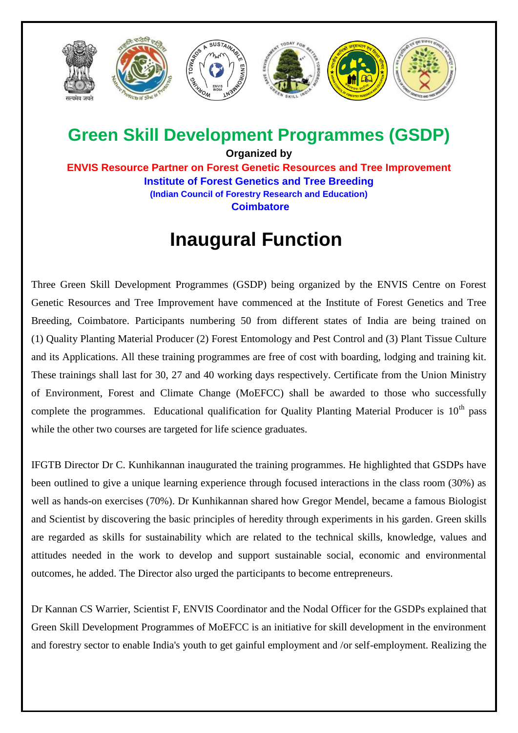# Green Skill Development Programmes (GSDP)

**Organized by**

**ENVIS Resource Partner on Forest Genetic Resources and Tree Improvement**

**Institute of Forest Genetics and Tree Breeding**

**(Indian Council of Forestry Research and Education)**

**Coimbatore**

## Inaugural Function

Three Green Skill Development Programmes (GSDP) being organized by the ENVIS Centre on Forest Genetic Resources and Tree Improvement have commenced at the Institute of Forest Genetics and Tree Breeding, Coimbatore. Participants numbering 50 from different states of India are being trained on (1) Quality Planting Material Producer (2) Forest Entomology and Pest Control and (3) Plant Tissue Culture and its Applications. All these training programmes are free of cost with boarding, lodging and training kit. These trainings shall last for 30, 27 and 40 working days respectively. Certificate from the Union Ministry of Environment, Forest and Climate Change (MoEFCC) shall be awarded to those who successfully complete the programmes. Educational qualification for Quality Planting Material Producer is 10th pass while the other two courses are targeted for life science graduates.

IFGTB Director Dr C. Kunhikannan inaugurated the training programmes. He highlighted that GSDPs have been outlined to give a unique learning experience through focused interactions in the class room (30%) as well as hands-on exercises (70%). Dr Kunhikannan shared how Gregor Mendel, became a famous Biologist and Scientist by discovering the basic principles of heredity through experiments in his garden. Green skills are regarded as skills for sustainability which are related to the technical skills, knowledge, values and attitudes needed in the work to develop and support sustainable social, economic and environmental outcomes, he added. The Director also urged the participants to become entrepreneurs.

Dr Kannan CS Warrier, Scientist F, ENVIS Coordinator and the Nodal Officer for the GSDPs explained that Green Skill Development Programmes of MoEFCC is an initiative for skill development in the environment and forestry sector to enable India's youth to get gainful employment and /or self-employment. Realizing the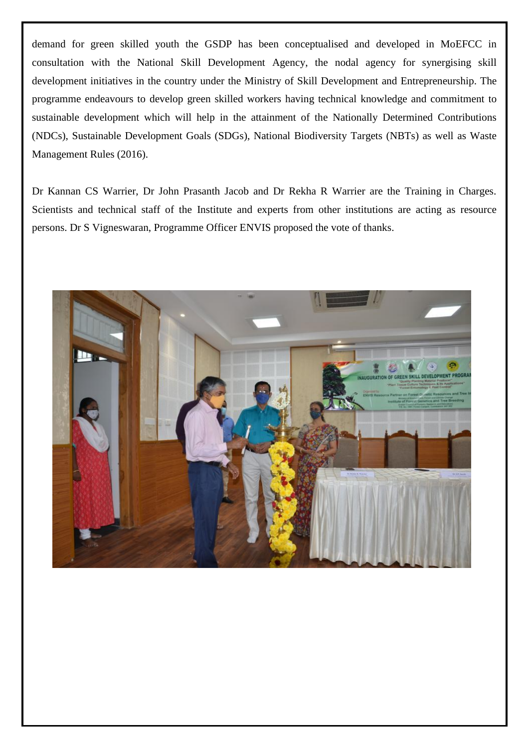demand for green skilled youth the GSDP has been conceptualised and developed in MoEFCC in consultation with the National Skill Development Agency, the nodal agency for synergising skill development initiatives in the country under the Ministry of Skill Development and Entrepreneurship. The programme endeavours to develop green skilled workers having technical knowledge and commitment to sustainable development which will help in the attainment of the Nationally Determined Contributions (NDCs), Sustainable Development Goals (SDGs), National Biodiversity Targets (NBTs) as well as Waste Management Rules (2016).

Dr Kannan CS Warrier, Dr John Prasanth Jacob and Dr Rekha R Warrier are the Training in Charges. Scientists and technical staff of the Institute and experts from other institutions are acting as resource persons. Dr S Vigneswaran, Programme Officer ENVIS proposed the vote of thanks.